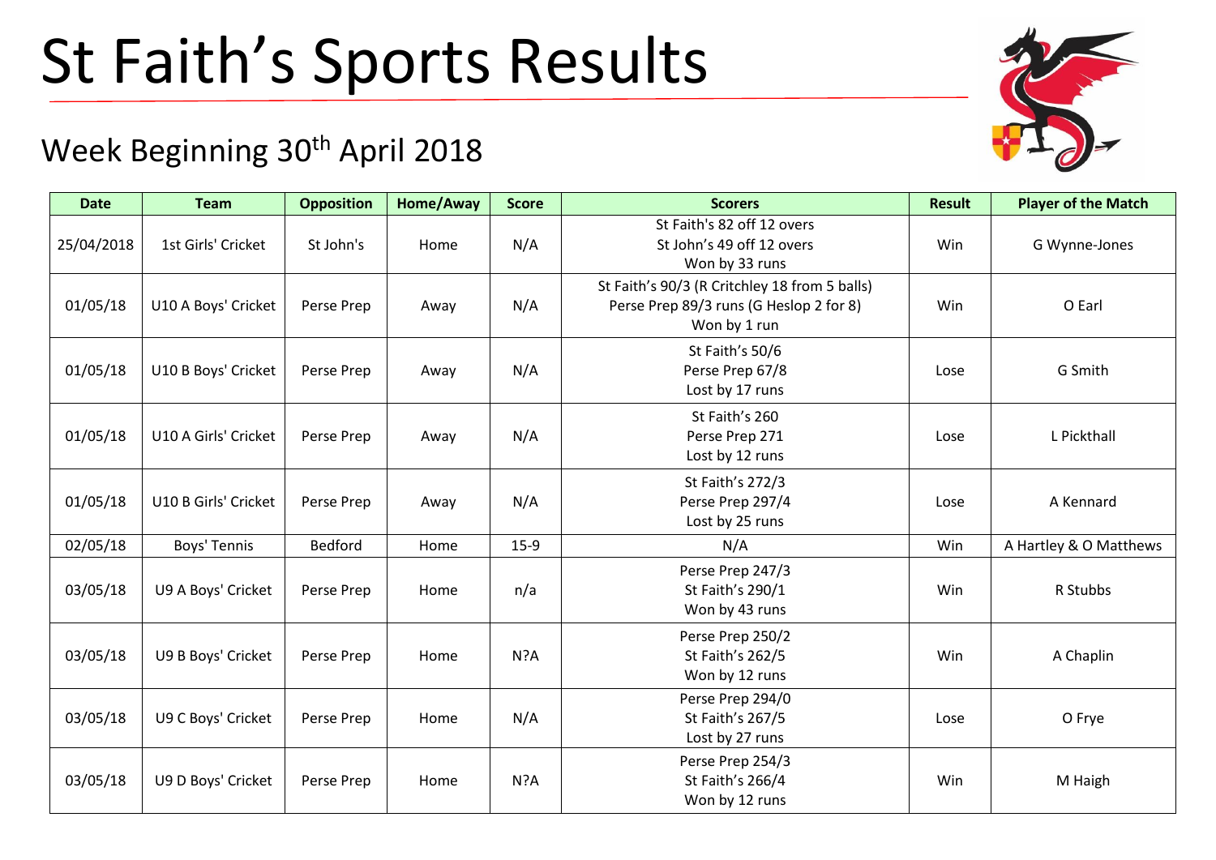# St Faith's Sports Results

## Week Beginning 30th April 2018

| Date | Team | Opposition | Home/Away | Score | Scorers | Result | Player of the Match |
|---|---|---|---|---|---|---|---|
| 25/04/2018 | 1st Girls' Cricket | St John's | Home | N/A | St Faith's 82 off 12 overs<br>St John's 49 off 12 overs<br>Won by 33 runs | Win | G Wynne-Jones |
| 01/05/18 | U10 A Boys' Cricket | Perse Prep | Away | N/A | St Faith's 90/3 (R Critchley 18 from 5 balls)<br>Perse Prep 89/3 runs (G Heslop 2 for 8)<br>Won by 1 run | Win | O Earl |
| 01/05/18 | U10 B Boys' Cricket | Perse Prep | Away | N/A | St Faith's 50/6<br>Perse Prep 67/8<br>Lost by 17 runs | Lose | G Smith |
| 01/05/18 | U10 A Girls' Cricket | Perse Prep | Away | N/A | St Faith's 260<br>Perse Prep 271<br>Lost by 12 runs | Lose | L Pickthall |
| 01/05/18 | U10 B Girls' Cricket | Perse Prep | Away | N/A | St Faith's 272/3<br>Perse Prep 297/4<br>Lost by 25 runs | Lose | A Kennard |
| 02/05/18 | Boys' Tennis | Bedford | Home | 15-9 | N/A | Win | A Hartley & O Matthews |
| 03/05/18 | U9 A Boys' Cricket | Perse Prep | Home | n/a | Perse Prep 247/3<br>St Faith's 290/1<br>Won by 43 runs | Win | R Stubbs |
| 03/05/18 | U9 B Boys' Cricket | Perse Prep | Home | N?A | Perse Prep 250/2<br>St Faith's 262/5<br>Won by 12 runs | Win | A Chaplin |
| 03/05/18 | U9 C Boys' Cricket | Perse Prep | Home | N/A | Perse Prep 294/0<br>St Faith's 267/5<br>Lost by 27 runs | Lose | O Frye |
| 03/05/18 | U9 D Boys' Cricket | Perse Prep | Home | N?A | Perse Prep 254/3<br>St Faith's 266/4<br>Won by 12 runs | Win | M Haigh |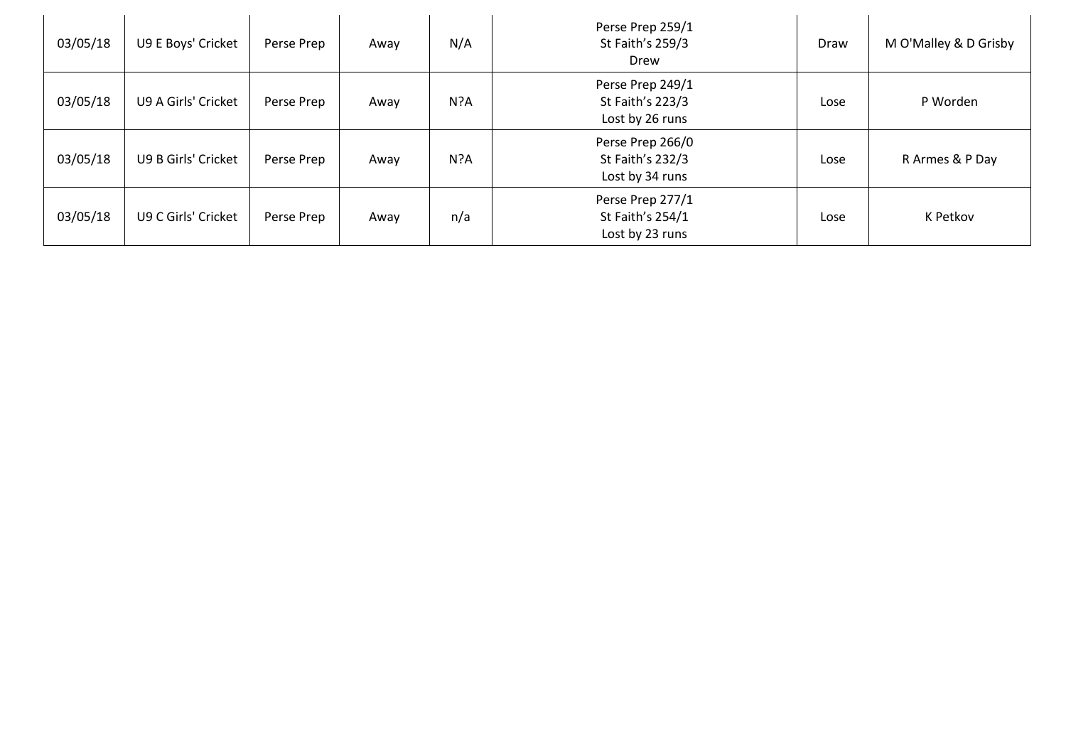| | | | | | | | |
|---|---|---|---|---|---|---|---|
| 03/05/18 | U9 E Boys' Cricket | Perse Prep | Away | N/A | Perse Prep 259/1<br>St Faith's 259/3<br>Drew | Draw | M O'Malley & D Grisby |
| 03/05/18 | U9 A Girls' Cricket | Perse Prep | Away | N?A | Perse Prep 249/1<br>St Faith's 223/3<br>Lost by 26 runs | Lose | P Worden |
| 03/05/18 | U9 B Girls' Cricket | Perse Prep | Away | N?A | Perse Prep 266/0<br>St Faith's 232/3<br>Lost by 34 runs | Lose | R Armes & P Day |
| 03/05/18 | U9 C Girls' Cricket | Perse Prep | Away | n/a | Perse Prep 277/1<br>St Faith's 254/1<br>Lost by 23 runs | Lose | K Petkov |